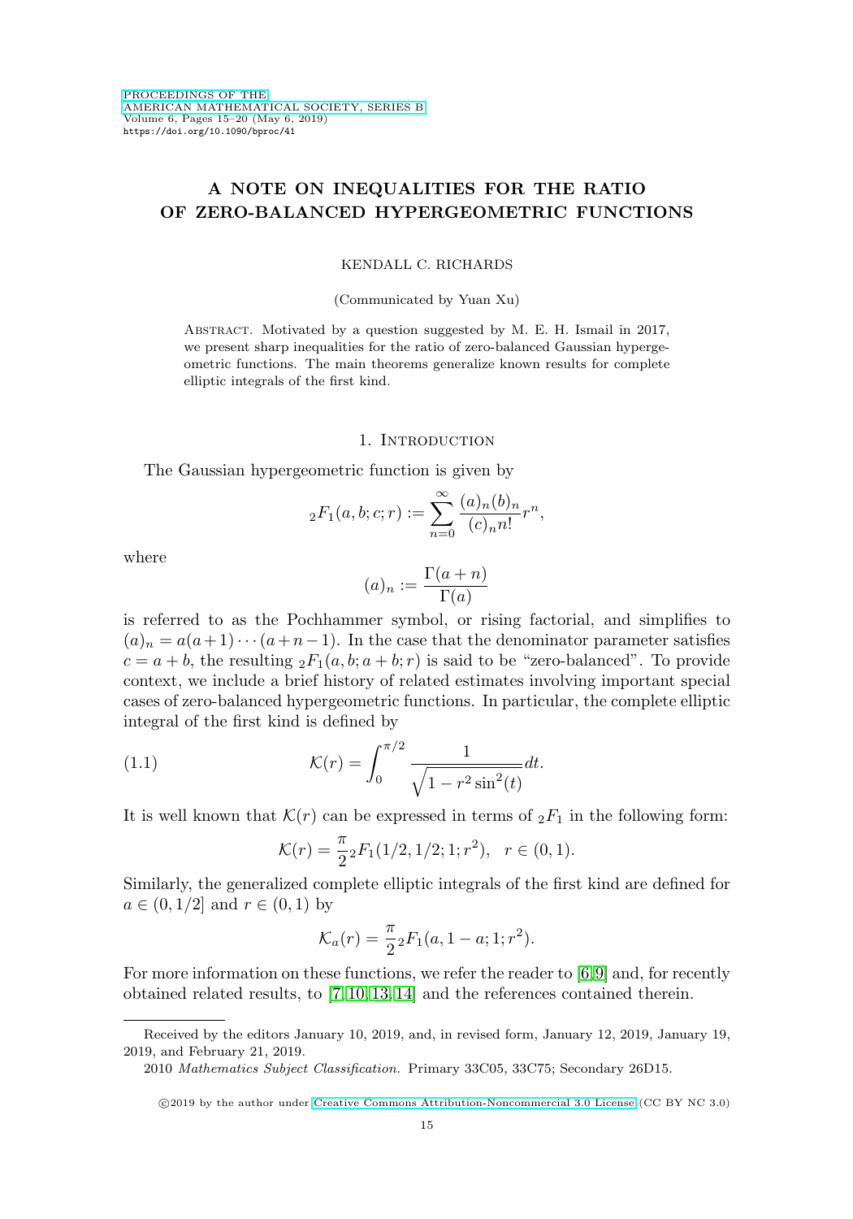# A NOTE ON INEQUALITIES FOR THE RATIO OF ZERO-BALANCED HYPERGEOMETRIC FUNCTIONS

KENDALL C. RICHARDS

(Communicated by Yuan Xu)

ABSTRACT. Motivated by a question suggested by M. E. H. Ismail in 2017, we present sharp inequalities for the ratio of zero-balanced Gaussian hypergeometric functions. The main theorems generalize known results for complete elliptic integrals of the first kind.

## 1. Introduction

The Gaussian hypergeometric function is given by

$$ {}_2F_1(a, b; c; r) := \sum_{n=0}^{\infty} \frac{(a)_n (b)_n}{(c)_n n!} r^n, $$

where

$$ (a)_n := \frac{\Gamma(a+n)}{\Gamma(a)} $$

is referred to as the Pochhammer symbol, or rising factorial, and simplifies to $(a)_n = a(a+1)\cdots(a+n-1)$. In the case that the denominator parameter satisfies $c = a + b$, the resulting ${}_2F_1(a, b; a + b; r)$ is said to be "zero-balanced". To provide context, we include a brief history of related estimates involving important special cases of zero-balanced hypergeometric functions. In particular, the complete elliptic integral of the first kind is defined by

$$ \mathcal{K}(r) = \int_0^{\pi/2} \frac{1}{\sqrt{1 - r^2 \sin^2(t)}} dt. \tag{1.1} $$

It is well known that $\mathcal{K}(r)$ can be expressed in terms of ${}_2F_1$ in the following form:

$$ \mathcal{K}(r) = \frac{\pi}{2} {}_2F_1(1/2, 1/2; 1; r^2), \quad r \in (0, 1). $$

Similarly, the generalized complete elliptic integrals of the first kind are defined for $a \in (0, 1/2]$ and $r \in (0, 1)$ by

$$ \mathcal{K}_a(r) = \frac{\pi}{2} {}_2F_1(a, 1 - a; 1; r^2). $$

For more information on these functions, we refer the reader to [6, 9] and, for recently obtained related results, to [7, 10, 13, 14] and the references contained therein.

---

Received by the editors January 10, 2019, and, in revised form, January 12, 2019, January 19, 2019, and February 21, 2019.

2010 *Mathematics Subject Classification.* Primary 33C05, 33C75; Secondary 26D15.

©2019 by the author under Creative Commons Attribution-Noncommercial 3.0 License (CC BY NC 3.0)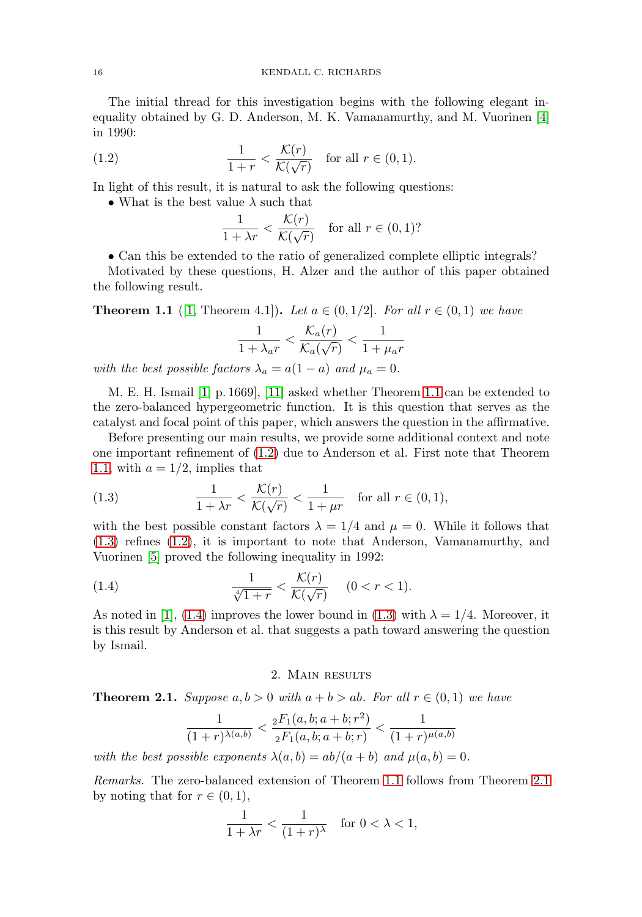The initial thread for this investigation begins with the following elegant inequality obtained by G. D. Anderson, M. K. Vamanamurthy, and M. Vuorinen [4] in 1990:

$$\frac{1}{1+r} < \frac{\mathcal{K}(r)}{\mathcal{K}(\sqrt{r})} \quad \text{for all } r \in (0,1). \tag{1.2}$$

In light of this result, it is natural to ask the following questions:

- What is the best value $\lambda$ such that

$$\frac{1}{1+\lambda r} < \frac{\mathcal{K}(r)}{\mathcal{K}(\sqrt{r})} \quad \text{for all } r \in (0,1)?$$

- Can this be extended to the ratio of generalized complete elliptic integrals?

Motivated by these questions, H. Alzer and the author of this paper obtained the following result.

**Theorem 1.1** ([1, Theorem 4.1])**.** *Let $a \in (0, 1/2]$. For all $r \in (0,1)$ we have*

$$\frac{1}{1+\lambda_a r} < \frac{\mathcal{K}_a(r)}{\mathcal{K}_a(\sqrt{r})} < \frac{1}{1+\mu_a r}$$

*with the best possible factors $\lambda_a = a(1-a)$ and $\mu_a = 0$.*

M. E. H. Ismail [1, p. 1669], [11] asked whether Theorem 1.1 can be extended to the zero-balanced hypergeometric function. It is this question that serves as the catalyst and focal point of this paper, which answers the question in the affirmative.

Before presenting our main results, we provide some additional context and note one important refinement of (1.2) due to Anderson et al. First note that Theorem 1.1, with $a = 1/2$, implies that

$$\frac{1}{1+\lambda r} < \frac{\mathcal{K}(r)}{\mathcal{K}(\sqrt{r})} < \frac{1}{1+\mu r} \quad \text{for all } r \in (0,1), \tag{1.3}$$

with the best possible constant factors $\lambda = 1/4$ and $\mu = 0$. While it follows that (1.3) refines (1.2), it is important to note that Anderson, Vamanamurthy, and Vuorinen [5] proved the following inequality in 1992:

$$\frac{1}{\sqrt[4]{1+r}} < \frac{\mathcal{K}(r)}{\mathcal{K}(\sqrt{r})} \quad (0 < r < 1). \tag{1.4}$$

As noted in [1], (1.4) improves the lower bound in (1.3) with $\lambda = 1/4$. Moreover, it is this result by Anderson et al. that suggests a path toward answering the question by Ismail.

## 2. Main results

**Theorem 2.1.** *Suppose $a, b > 0$ with $a + b > ab$. For all $r \in (0,1)$ we have*

$$\frac{1}{(1+r)^{\lambda(a,b)}} < \frac{{}_2F_1(a,b;a+b;r^2)}{{}_2F_1(a,b;a+b;r)} < \frac{1}{(1+r)^{\mu(a,b)}}$$

*with the best possible exponents $\lambda(a,b) = ab/(a+b)$ and $\mu(a,b) = 0$.*

*Remarks.* The zero-balanced extension of Theorem 1.1 follows from Theorem 2.1 by noting that for $r \in (0,1)$,

$$\frac{1}{1+\lambda r} < \frac{1}{(1+r)^{\lambda}} \quad \text{for } 0 < \lambda < 1,$$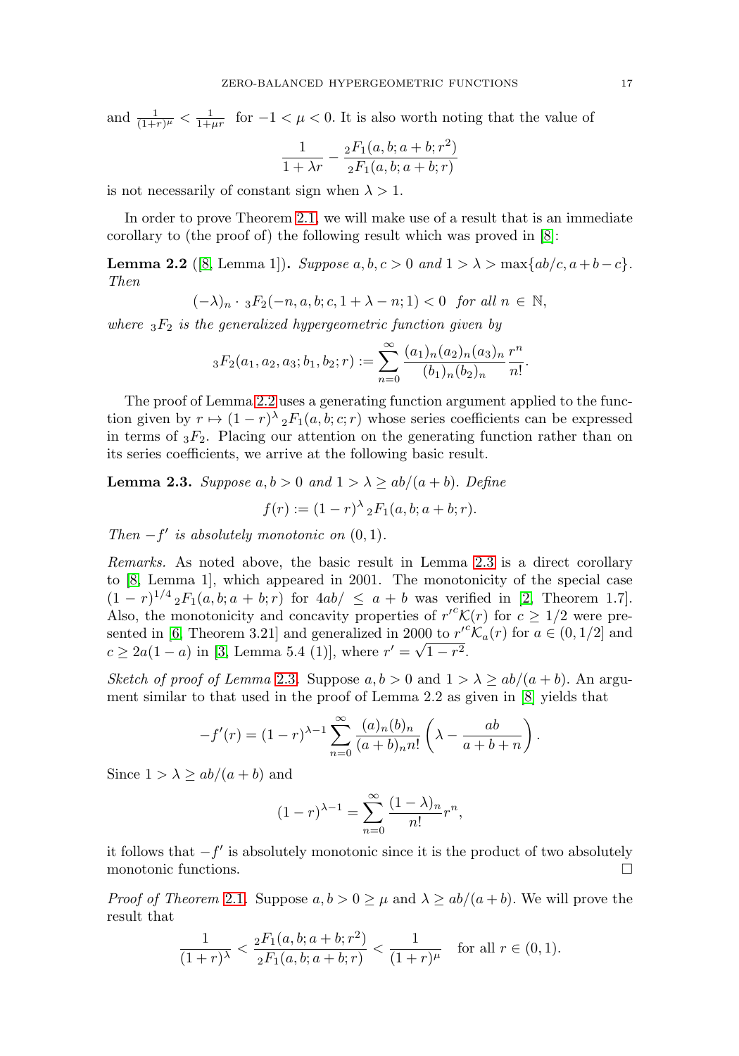and $\frac{1}{(1+r)^\mu} < \frac{1}{1+\mu r}$ for $-1 < \mu < 0$. It is also worth noting that the value of

$$\frac{1}{1+\lambda r} - \frac{{}_2F_1(a,b;a+b;r^2)}{{}_2F_1(a,b;a+b;r)}$$

is not necessarily of constant sign when $\lambda > 1$.

In order to prove Theorem 2.1, we will make use of a result that is an immediate corollary to (the proof of) the following result which was proved in [8]:

**Lemma 2.2** ([8, Lemma 1])**.** *Suppose $a, b, c > 0$ and $1 > \lambda > \max\{ab/c, a+b-c\}$. Then*

$$(-\lambda)_n \cdot {}_3F_2(-n, a, b; c, 1+\lambda-n; 1) < 0 \quad \text{for all } n \in \mathbb{N},$$

*where ${}_3F_2$ is the generalized hypergeometric function given by*

$${}_3F_2(a_1, a_2, a_3; b_1, b_2; r) := \sum_{n=0}^{\infty} \frac{(a_1)_n (a_2)_n (a_3)_n}{(b_1)_n (b_2)_n} \frac{r^n}{n!}.$$

The proof of Lemma 2.2 uses a generating function argument applied to the function given by $r \mapsto (1-r)^\lambda \, {}_2F_1(a,b;c;r)$ whose series coefficients can be expressed in terms of ${}_3F_2$. Placing our attention on the generating function rather than on its series coefficients, we arrive at the following basic result.

**Lemma 2.3.** *Suppose $a, b > 0$ and $1 > \lambda \geq ab/(a+b)$. Define*

$$f(r) := (1-r)^\lambda \, {}_2F_1(a,b;a+b;r).$$

*Then $-f'$ is absolutely monotonic on $(0,1)$.*

*Remarks.* As noted above, the basic result in Lemma 2.3 is a direct corollary to [8, Lemma 1], which appeared in 2001. The monotonicity of the special case $(1-r)^{1/4} \, {}_2F_1(a,b;a+b;r)$ for $4ab/ \leq a+b$ was verified in [2, Theorem 1.7]. Also, the monotonicity and concavity properties of $r'^c \mathcal{K}(r)$ for $c \geq 1/2$ were presented in [6, Theorem 3.21] and generalized in 2000 to $r'^c \mathcal{K}_a(r)$ for $a \in (0, 1/2]$ and $c \geq 2a(1-a)$ in [3, Lemma 5.4 (1)], where $r' = \sqrt{1-r^2}$.

*Sketch of proof of Lemma* 2.3*.* Suppose $a, b > 0$ and $1 > \lambda \geq ab/(a+b)$. An argument similar to that used in the proof of Lemma 2.2 as given in [8] yields that

$$-f'(r) = (1-r)^{\lambda-1} \sum_{n=0}^{\infty} \frac{(a)_n (b)_n}{(a+b)_n n!} \left( \lambda - \frac{ab}{a+b+n} \right).$$

Since $1 > \lambda \geq ab/(a+b)$ and

$$(1-r)^{\lambda-1} = \sum_{n=0}^{\infty} \frac{(1-\lambda)_n}{n!} r^n,$$

it follows that $-f'$ is absolutely monotonic since it is the product of two absolutely monotonic functions. $\square$

*Proof of Theorem* 2.1*.* Suppose $a, b > 0 \geq \mu$ and $\lambda \geq ab/(a+b)$. We will prove the result that

$$\frac{1}{(1+r)^\lambda} < \frac{{}_2F_1(a,b;a+b;r^2)}{{}_2F_1(a,b;a+b;r)} < \frac{1}{(1+r)^\mu} \quad \text{for all } r \in (0,1).$$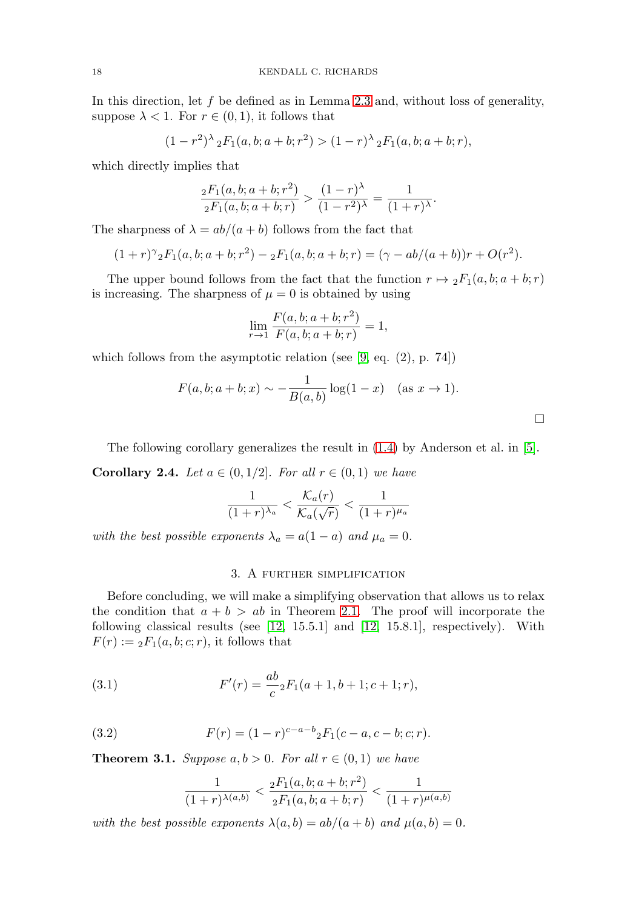In this direction, let $f$ be defined as in Lemma 2.3 and, without loss of generality, suppose $\lambda < 1$. For $r \in (0,1)$, it follows that

$$(1-r^2)^{\lambda}\, {}_2F_1(a,b;a+b;r^2) > (1-r)^{\lambda}\, {}_2F_1(a,b;a+b;r),$$

which directly implies that

$$\frac{{}_2F_1(a,b;a+b;r^2)}{{}_2F_1(a,b;a+b;r)} > \frac{(1-r)^{\lambda}}{(1-r^2)^{\lambda}} = \frac{1}{(1+r)^{\lambda}}.$$

The sharpness of $\lambda = ab/(a+b)$ follows from the fact that

$$(1+r)^{\gamma}{}_2F_1(a,b;a+b;r^2) - {}_2F_1(a,b;a+b;r) = (\gamma - ab/(a+b))r + O(r^2).$$

The upper bound follows from the fact that the function $r \mapsto {}_2F_1(a,b;a+b;r)$ is increasing. The sharpness of $\mu = 0$ is obtained by using

$$\lim_{r\to 1} \frac{F(a,b;a+b;r^2)}{F(a,b;a+b;r)} = 1,$$

which follows from the asymptotic relation (see [9, eq. (2), p. 74])

$$F(a,b;a+b;x) \sim -\frac{1}{B(a,b)}\log(1-x) \quad (\text{as } x \to 1).$$

□

The following corollary generalizes the result in (1.4) by Anderson et al. in [5].

**Corollary 2.4.** *Let $a \in (0,1/2]$. For all $r \in (0,1)$ we have*

$$\frac{1}{(1+r)^{\lambda_a}} < \frac{\mathcal{K}_a(r)}{\mathcal{K}_a(\sqrt{r})} < \frac{1}{(1+r)^{\mu_a}}$$

*with the best possible exponents $\lambda_a = a(1-a)$ and $\mu_a = 0$.*

## 3. A further simplification

Before concluding, we will make a simplifying observation that allows us to relax the condition that $a + b > ab$ in Theorem 2.1. The proof will incorporate the following classical results (see [12, 15.5.1] and [12, 15.8.1], respectively). With $F(r) := {}_2F_1(a,b;c;r)$, it follows that

$$F'(r) = \frac{ab}{c}{}_2F_1(a+1,b+1;c+1;r), \tag{3.1}$$

$$F(r) = (1-r)^{c-a-b}{}_2F_1(c-a,c-b;c;r). \tag{3.2}$$

**Theorem 3.1.** *Suppose $a, b > 0$. For all $r \in (0,1)$ we have*

$$\frac{1}{(1+r)^{\lambda(a,b)}} < \frac{{}_2F_1(a,b;a+b;r^2)}{{}_2F_1(a,b;a+b;r)} < \frac{1}{(1+r)^{\mu(a,b)}}$$

*with the best possible exponents $\lambda(a,b) = ab/(a+b)$ and $\mu(a,b) = 0$.*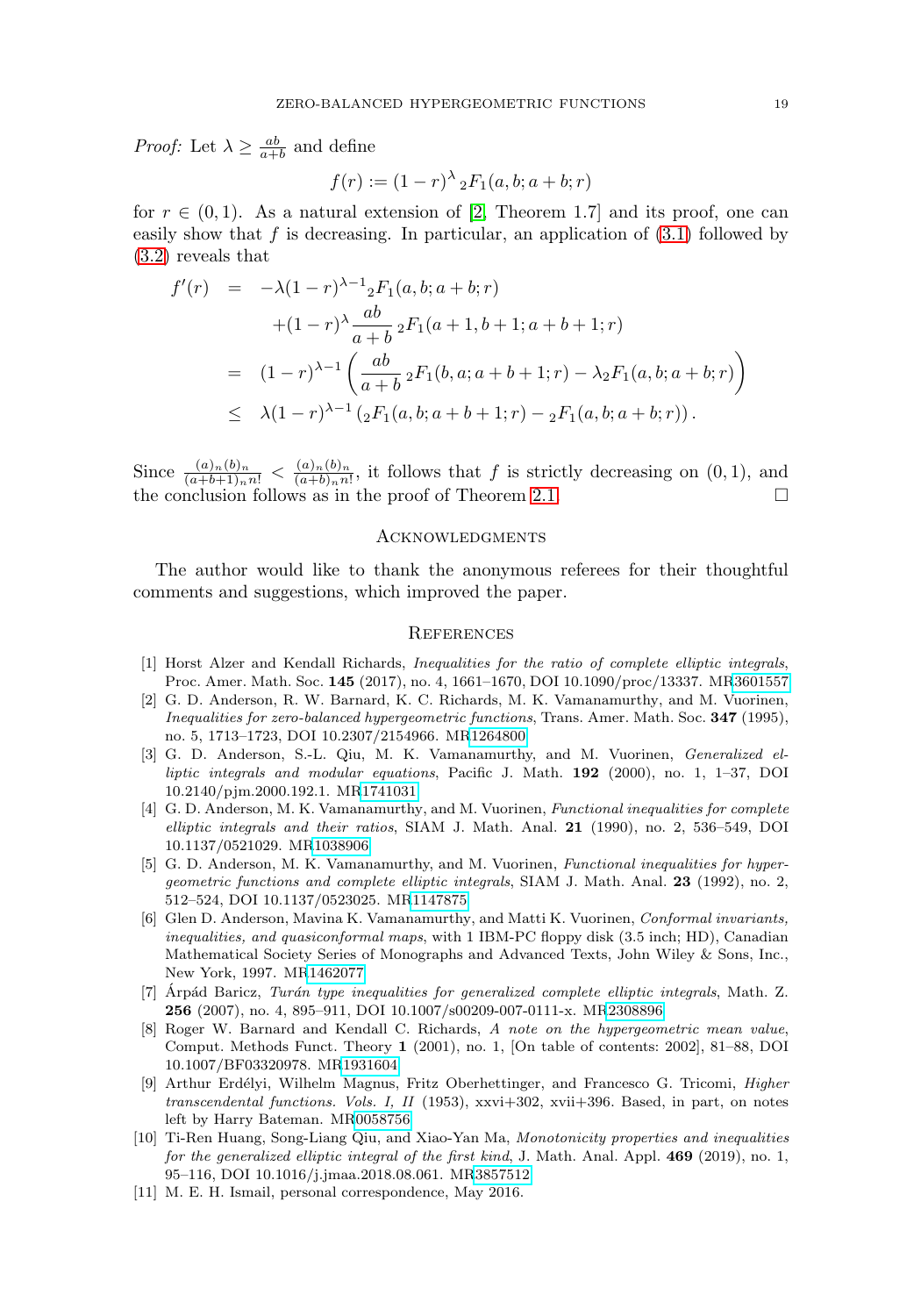*Proof:* Let $\lambda \geq \frac{ab}{a+b}$ and define

$$f(r) := (1-r)^{\lambda}\, {}_2F_1(a, b; a+b; r)$$

for $r \in (0, 1)$. As a natural extension of [2, Theorem 1.7] and its proof, one can easily show that $f$ is decreasing. In particular, an application of (3.1) followed by (3.2) reveals that

$$\begin{aligned}
f'(r) &= -\lambda(1-r)^{\lambda-1}{}_2F_1(a, b; a+b; r) \\
&\quad + (1-r)^{\lambda}\frac{ab}{a+b}\, {}_2F_1(a+1, b+1; a+b+1; r) \\
&= (1-r)^{\lambda-1}\left(\frac{ab}{a+b}\, {}_2F_1(b, a; a+b+1; r) - \lambda {}_2F_1(a, b; a+b; r)\right) \\
&\leq \lambda(1-r)^{\lambda-1}\left({}_2F_1(a, b; a+b+1; r) - {}_2F_1(a, b; a+b; r)\right).
\end{aligned}$$

Since $\frac{(a)_n(b)_n}{(a+b+1)_n n!} < \frac{(a)_n(b)_n}{(a+b)_n n!}$, it follows that $f$ is strictly decreasing on $(0, 1)$, and the conclusion follows as in the proof of Theorem 2.1. $\square$

## Acknowledgments

The author would like to thank the anonymous referees for their thoughtful comments and suggestions, which improved the paper.

## References

[1] Horst Alzer and Kendall Richards, *Inequalities for the ratio of complete elliptic integrals*, Proc. Amer. Math. Soc. **145** (2017), no. 4, 1661–1670, DOI 10.1090/proc/13337. MR3601557

[2] G. D. Anderson, R. W. Barnard, K. C. Richards, M. K. Vamanamurthy, and M. Vuorinen, *Inequalities for zero-balanced hypergeometric functions*, Trans. Amer. Math. Soc. **347** (1995), no. 5, 1713–1723, DOI 10.2307/2154966. MR1264800

[3] G. D. Anderson, S.-L. Qiu, M. K. Vamanamurthy, and M. Vuorinen, *Generalized elliptic integrals and modular equations*, Pacific J. Math. **192** (2000), no. 1, 1–37, DOI 10.2140/pjm.2000.192.1. MR1741031

[4] G. D. Anderson, M. K. Vamanamurthy, and M. Vuorinen, *Functional inequalities for complete elliptic integrals and their ratios*, SIAM J. Math. Anal. **21** (1990), no. 2, 536–549, DOI 10.1137/0521029. MR1038906

[5] G. D. Anderson, M. K. Vamanamurthy, and M. Vuorinen, *Functional inequalities for hypergeometric functions and complete elliptic integrals*, SIAM J. Math. Anal. **23** (1992), no. 2, 512–524, DOI 10.1137/0523025. MR1147875

[6] Glen D. Anderson, Mavina K. Vamanamurthy, and Matti K. Vuorinen, *Conformal invariants, inequalities, and quasiconformal maps*, with 1 IBM-PC floppy disk (3.5 inch; HD), Canadian Mathematical Society Series of Monographs and Advanced Texts, John Wiley & Sons, Inc., New York, 1997. MR1462077

[7] Árpád Baricz, *Turán type inequalities for generalized complete elliptic integrals*, Math. Z. **256** (2007), no. 4, 895–911, DOI 10.1007/s00209-007-0111-x. MR2308896

[8] Roger W. Barnard and Kendall C. Richards, *A note on the hypergeometric mean value*, Comput. Methods Funct. Theory **1** (2001), no. 1, [On table of contents: 2002], 81–88, DOI 10.1007/BF03320978. MR1931604

[9] Arthur Erdélyi, Wilhelm Magnus, Fritz Oberhettinger, and Francesco G. Tricomi, *Higher transcendental functions. Vols. I, II* (1953), xxvi+302, xvii+396. Based, in part, on notes left by Harry Bateman. MR0058756

[10] Ti-Ren Huang, Song-Liang Qiu, and Xiao-Yan Ma, *Monotonicity properties and inequalities for the generalized elliptic integral of the first kind*, J. Math. Anal. Appl. **469** (2019), no. 1, 95–116, DOI 10.1016/j.jmaa.2018.08.061. MR3857512

[11] M. E. H. Ismail, personal correspondence, May 2016.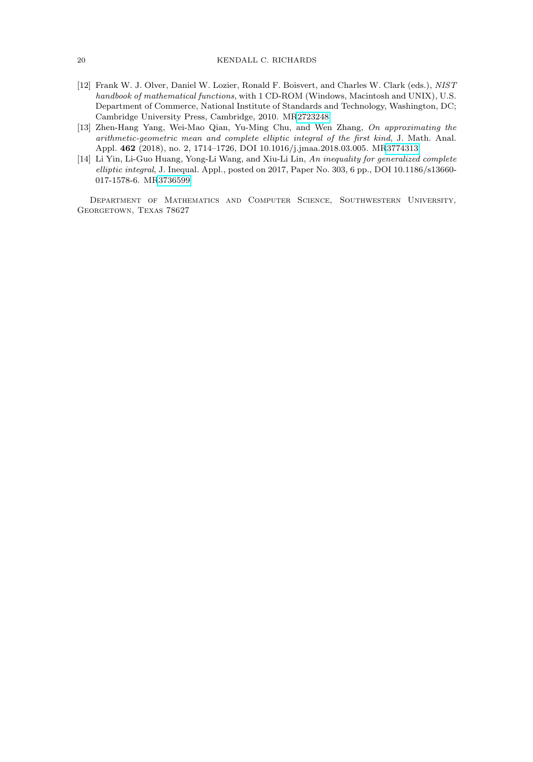[12] Frank W. J. Olver, Daniel W. Lozier, Ronald F. Boisvert, and Charles W. Clark (eds.), *NIST handbook of mathematical functions*, with 1 CD-ROM (Windows, Macintosh and UNIX), U.S. Department of Commerce, National Institute of Standards and Technology, Washington, DC; Cambridge University Press, Cambridge, 2010. MR2723248

[13] Zhen-Hang Yang, Wei-Mao Qian, Yu-Ming Chu, and Wen Zhang, *On approximating the arithmetic-geometric mean and complete elliptic integral of the first kind*, J. Math. Anal. Appl. **462** (2018), no. 2, 1714–1726, DOI 10.1016/j.jmaa.2018.03.005. MR3774313

[14] Li Yin, Li-Guo Huang, Yong-Li Wang, and Xiu-Li Lin, *An inequality for generalized complete elliptic integral*, J. Inequal. Appl., posted on 2017, Paper No. 303, 6 pp., DOI 10.1186/s13660-017-1578-6. MR3736599

Department of Mathematics and Computer Science, Southwestern University, Georgetown, Texas 78627